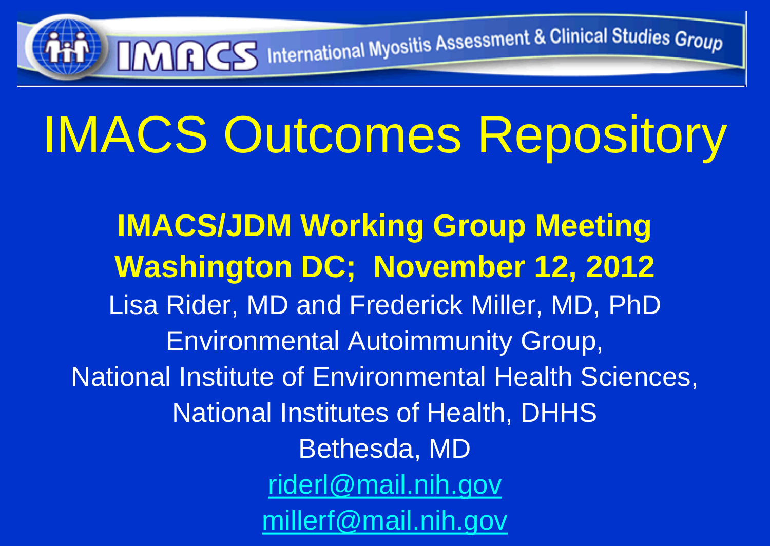IMACS International Myositis Assessment & Clinical Studies Group

# IMACS Outcomes Repository

**IMACS/JDM Working Group Meeting**
**Washington DC; November 12, 2012**

Lisa Rider, MD and Frederick Miller, MD, PhD
Environmental Autoimmunity Group,
National Institute of Environmental Health Sciences,
National Institutes of Health, DHHS
Bethesda, MD
riderl@mail.nih.gov
millerf@mail.nih.gov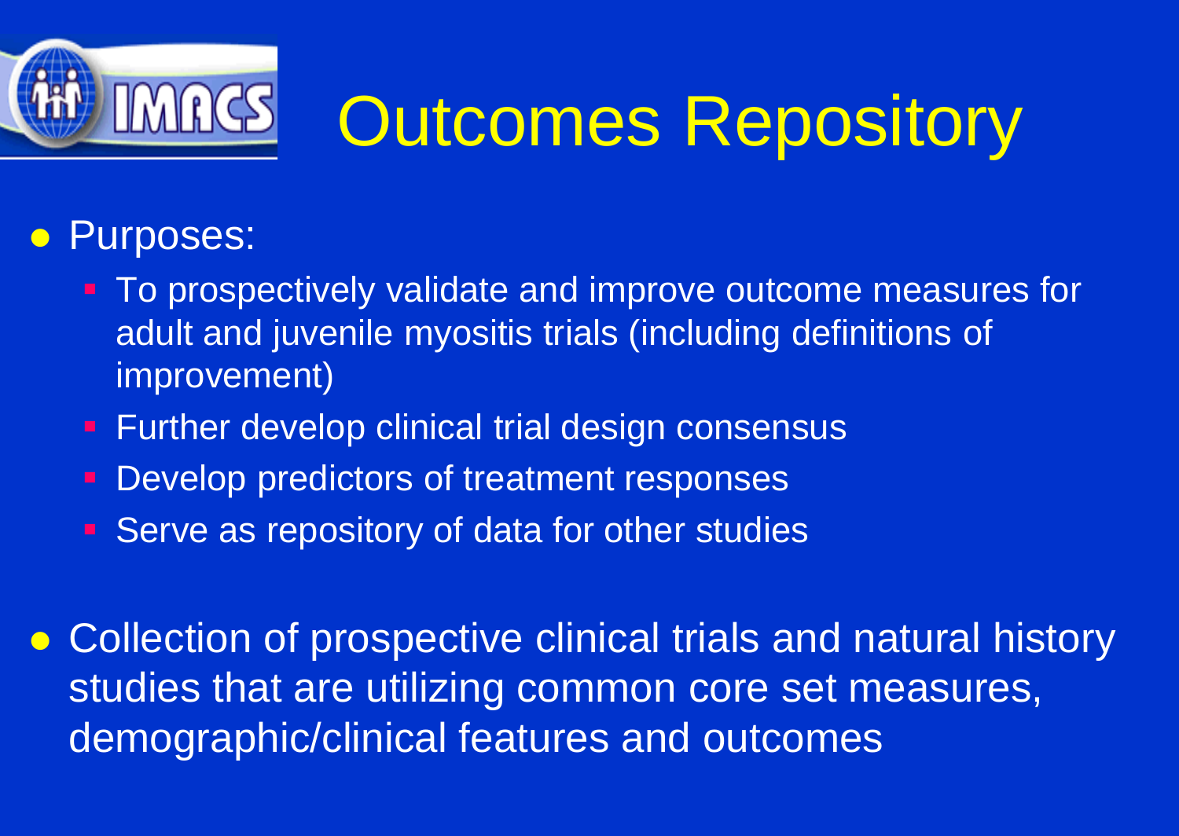# IMACS Outcomes Repository

- Purposes:
  - To prospectively validate and improve outcome measures for adult and juvenile myositis trials (including definitions of improvement)
  - Further develop clinical trial design consensus
  - Develop predictors of treatment responses
  - Serve as repository of data for other studies
- Collection of prospective clinical trials and natural history studies that are utilizing common core set measures, demographic/clinical features and outcomes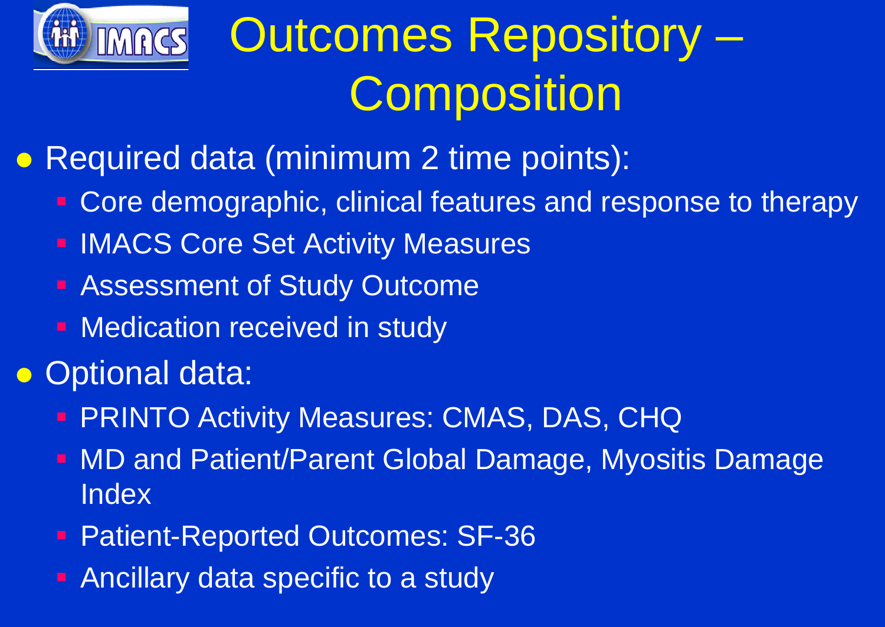# Outcomes Repository – Composition

- Required data (minimum 2 time points):
  - Core demographic, clinical features and response to therapy
  - IMACS Core Set Activity Measures
  - Assessment of Study Outcome
  - Medication received in study
- Optional data:
  - PRINTO Activity Measures: CMAS, DAS, CHQ
  - MD and Patient/Parent Global Damage, Myositis Damage Index
  - Patient-Reported Outcomes: SF-36
  - Ancillary data specific to a study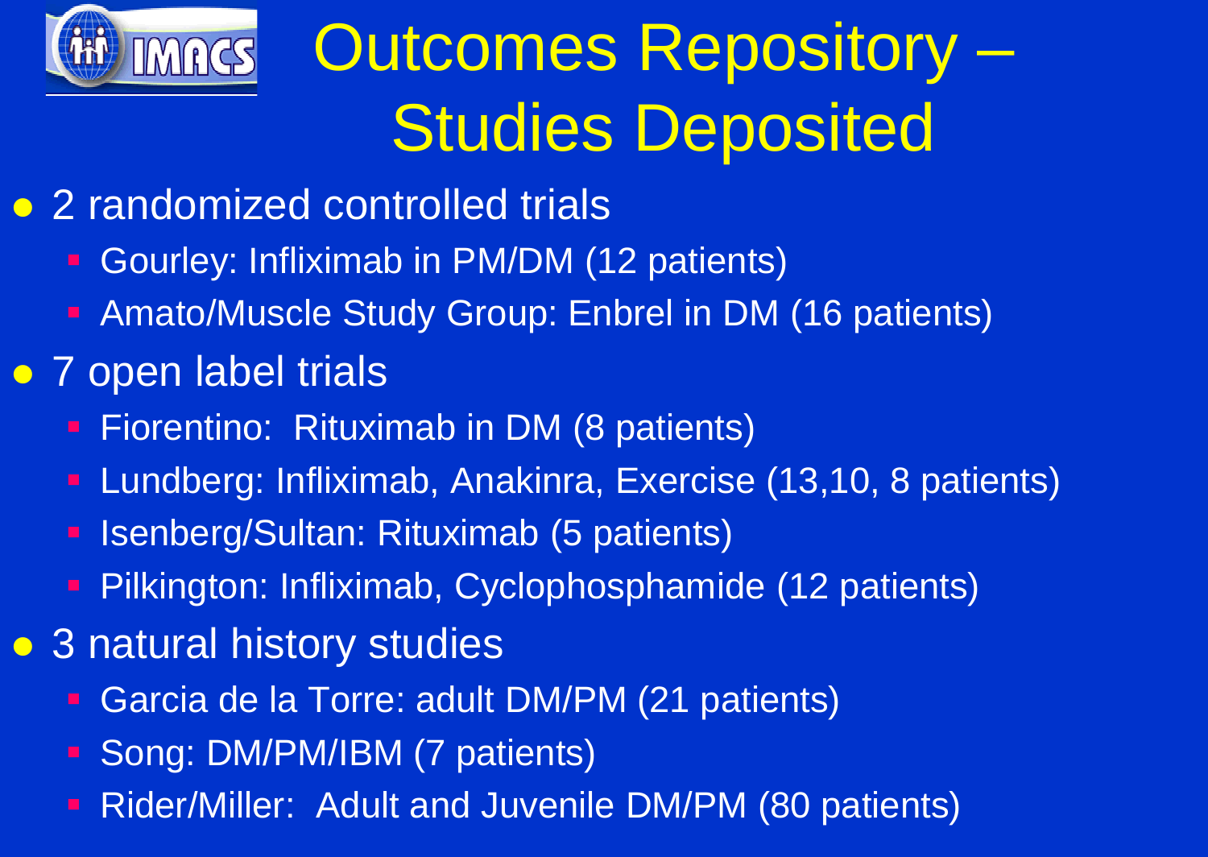# Outcomes Repository – Studies Deposited

- 2 randomized controlled trials
  - Gourley: Infliximab in PM/DM (12 patients)
  - Amato/Muscle Study Group: Enbrel in DM (16 patients)
- 7 open label trials
  - Fiorentino: Rituximab in DM (8 patients)
  - Lundberg: Infliximab, Anakinra, Exercise (13,10, 8 patients)
  - Isenberg/Sultan: Rituximab (5 patients)
  - Pilkington: Infliximab, Cyclophosphamide (12 patients)
- 3 natural history studies
  - Garcia de la Torre: adult DM/PM (21 patients)
  - Song: DM/PM/IBM (7 patients)
  - Rider/Miller: Adult and Juvenile DM/PM (80 patients)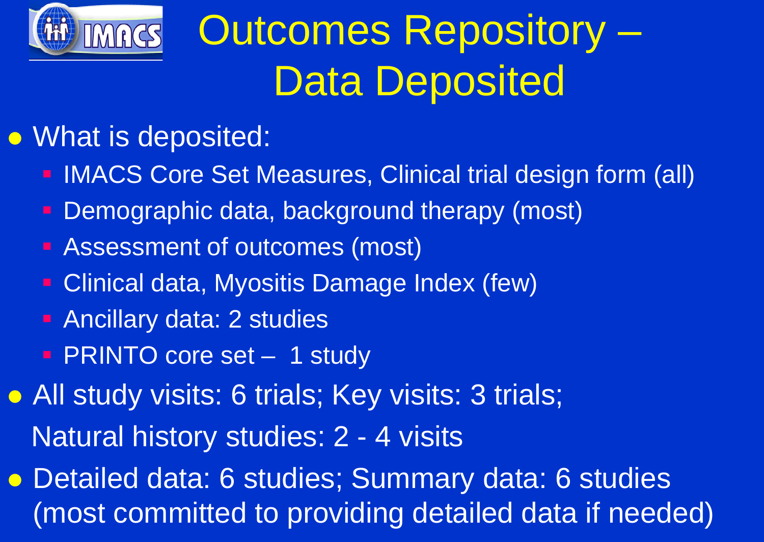# Outcomes Repository – Data Deposited

- What is deposited:
  - IMACS Core Set Measures, Clinical trial design form (all)
  - Demographic data, background therapy (most)
  - Assessment of outcomes (most)
  - Clinical data, Myositis Damage Index (few)
  - Ancillary data: 2 studies
  - PRINTO core set – 1 study
- All study visits: 6 trials; Key visits: 3 trials; Natural history studies: 2 - 4 visits
- Detailed data: 6 studies; Summary data: 6 studies (most committed to providing detailed data if needed)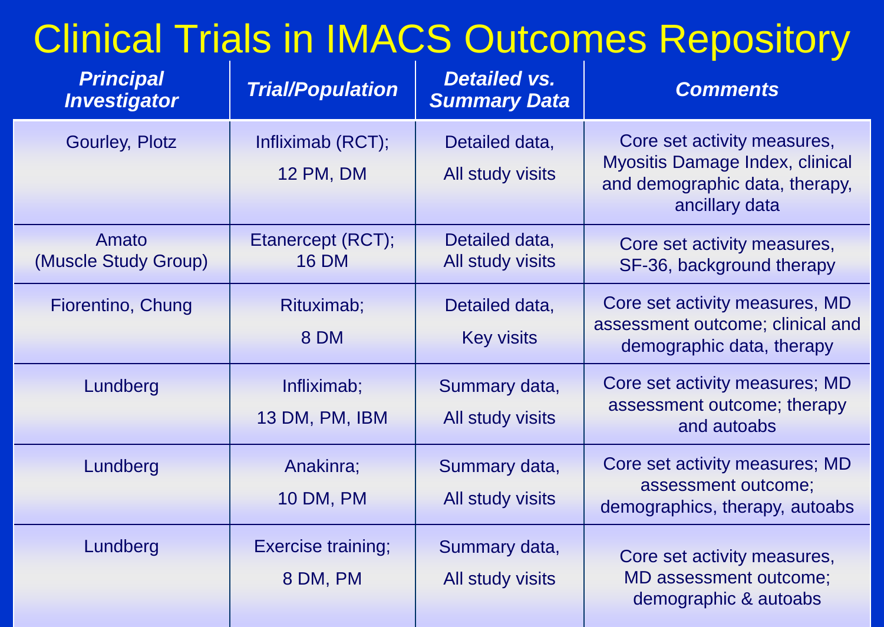# Clinical Trials in IMACS Outcomes Repository

| *Principal Investigator* | *Trial/Population* | *Detailed vs. Summary Data* | *Comments* |
|---|---|---|---|
| Gourley, Plotz | Infliximab (RCT); 12 PM, DM | Detailed data, All study visits | Core set activity measures, Myositis Damage Index, clinical and demographic data, therapy, ancillary data |
| Amato (Muscle Study Group) | Etanercept (RCT); 16 DM | Detailed data, All study visits | Core set activity measures, SF-36, background therapy |
| Fiorentino, Chung | Rituximab; 8 DM | Detailed data, Key visits | Core set activity measures, MD assessment outcome; clinical and demographic data, therapy |
| Lundberg | Infliximab; 13 DM, PM, IBM | Summary data, All study visits | Core set activity measures; MD assessment outcome; therapy and autoabs |
| Lundberg | Anakinra; 10 DM, PM | Summary data, All study visits | Core set activity measures; MD assessment outcome; demographics, therapy, autoabs |
| Lundberg | Exercise training; 8 DM, PM | Summary data, All study visits | Core set activity measures, MD assessment outcome; demographic & autoabs |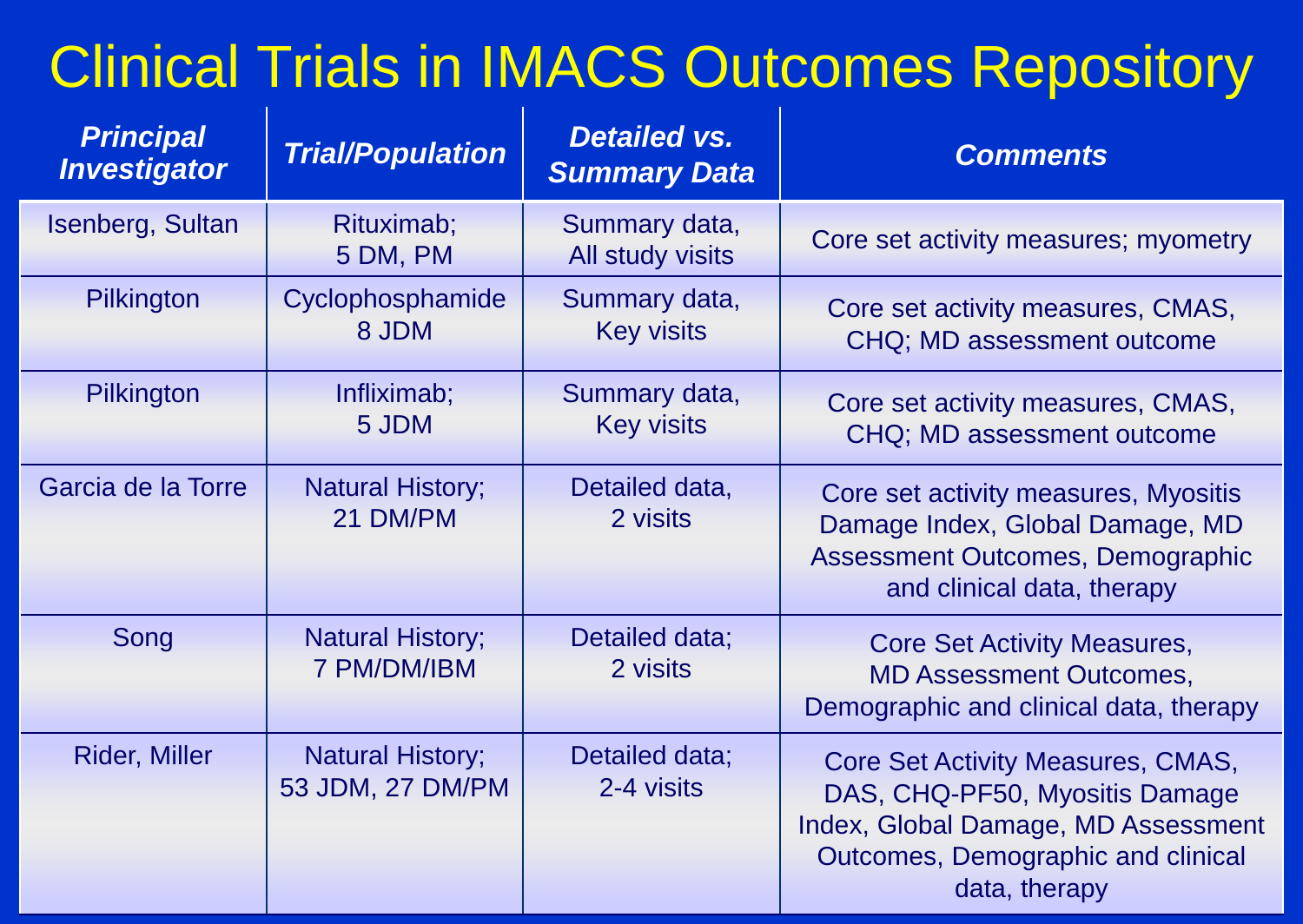# Clinical Trials in IMACS Outcomes Repository

| *Principal Investigator* | *Trial/Population* | *Detailed vs. Summary Data* | *Comments* |
|---|---|---|---|
| Isenberg, Sultan | Rituximab; 5 DM, PM | Summary data, All study visits | Core set activity measures; myometry |
| Pilkington | Cyclophosphamide 8 JDM | Summary data, Key visits | Core set activity measures, CMAS, CHQ; MD assessment outcome |
| Pilkington | Infliximab; 5 JDM | Summary data, Key visits | Core set activity measures, CMAS, CHQ; MD assessment outcome |
| Garcia de la Torre | Natural History; 21 DM/PM | Detailed data, 2 visits | Core set activity measures, Myositis Damage Index, Global Damage, MD Assessment Outcomes, Demographic and clinical data, therapy |
| Song | Natural History; 7 PM/DM/IBM | Detailed data; 2 visits | Core Set Activity Measures, MD Assessment Outcomes, Demographic and clinical data, therapy |
| Rider, Miller | Natural History; 53 JDM, 27 DM/PM | Detailed data; 2-4 visits | Core Set Activity Measures, CMAS, DAS, CHQ-PF50, Myositis Damage Index, Global Damage, MD Assessment Outcomes, Demographic and clinical data, therapy |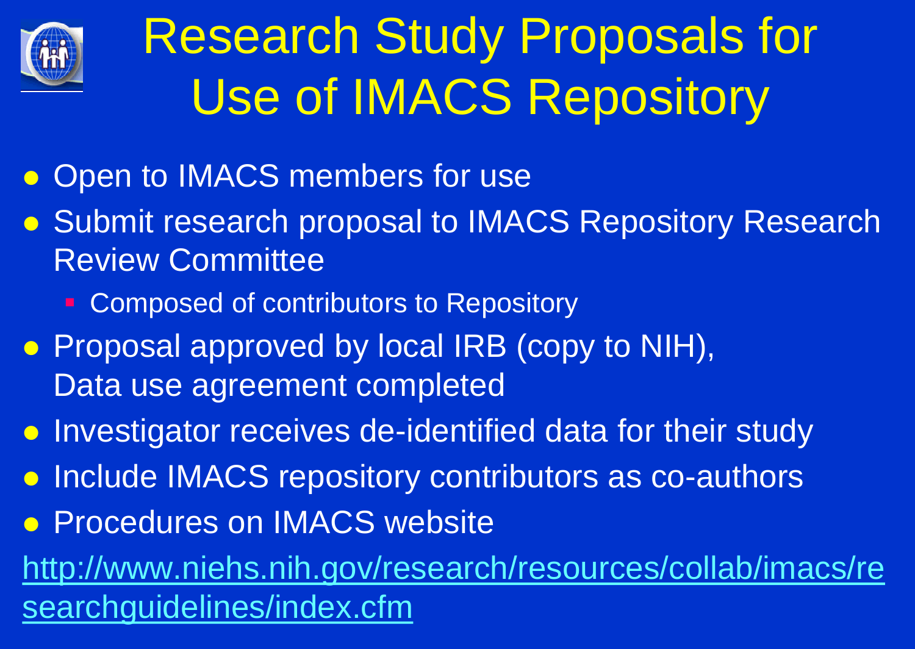# Research Study Proposals for Use of IMACS Repository

- Open to IMACS members for use
- Submit research proposal to IMACS Repository Research Review Committee
  - Composed of contributors to Repository
- Proposal approved by local IRB (copy to NIH), Data use agreement completed
- Investigator receives de-identified data for their study
- Include IMACS repository contributors as co-authors
- Procedures on IMACS website

http://www.niehs.nih.gov/research/resources/collab/imacs/researchguidelines/index.cfm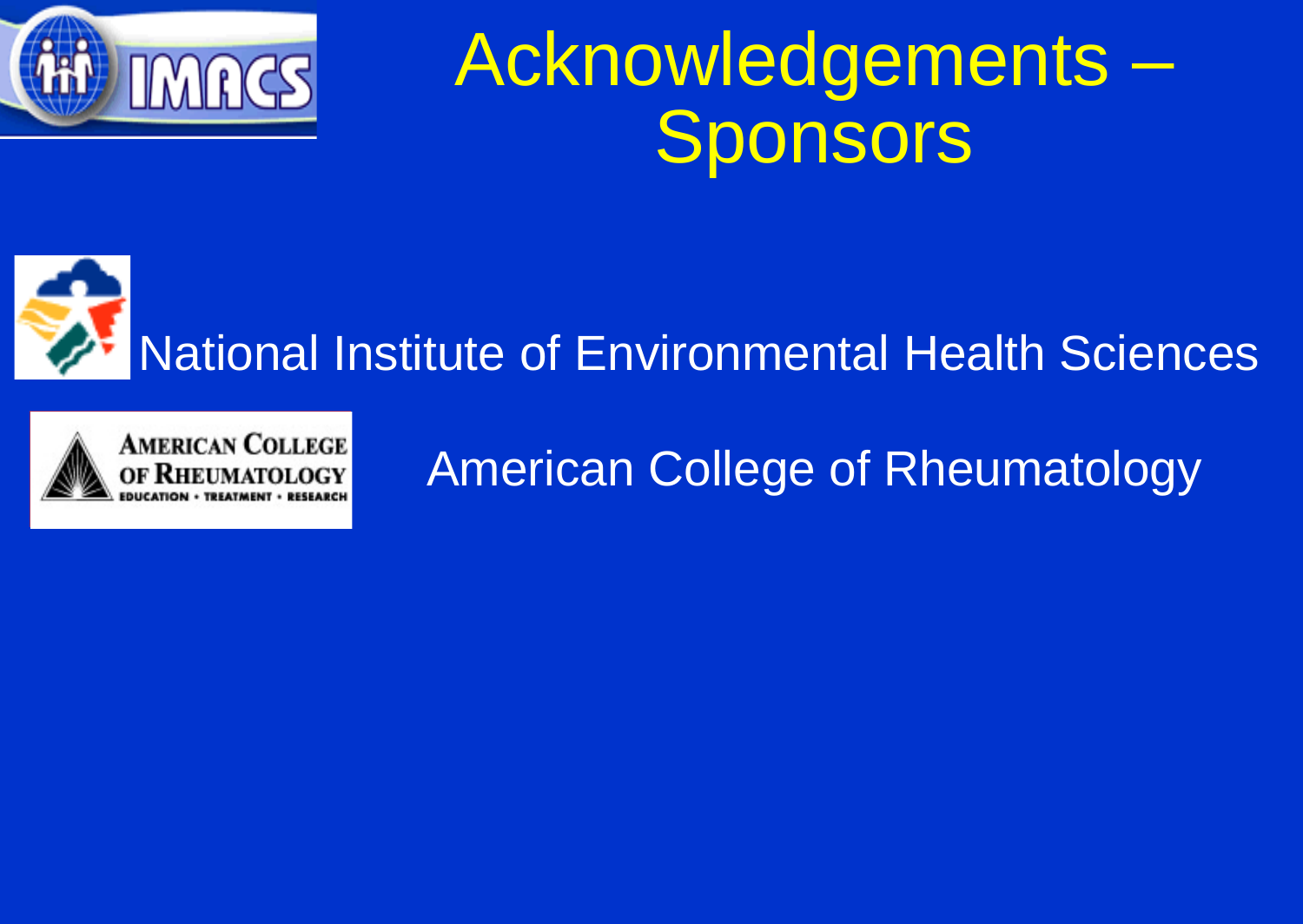# Acknowledgements – Sponsors

National Institute of Environmental Health Sciences

American College of Rheumatology